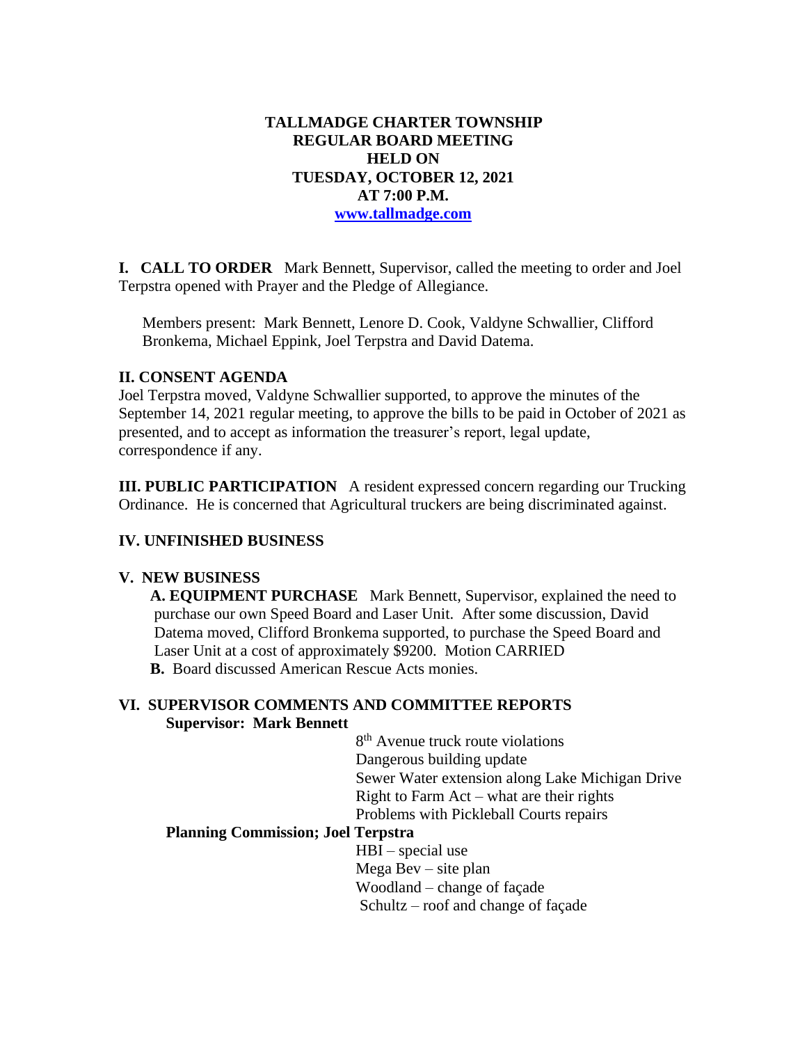**TALLMADGE CHARTER TOWNSHIP**
**REGULAR BOARD MEETING**
**HELD ON**
**TUESDAY, OCTOBER 12, 2021**
**AT 7:00 P.M.**
**[www.tallmadge.com](http://www.tallmadge.com)**

**I. CALL TO ORDER** Mark Bennett, Supervisor, called the meeting to order and Joel Terpstra opened with Prayer and the Pledge of Allegiance.

Members present: Mark Bennett, Lenore D. Cook, Valdyne Schwallier, Clifford Bronkema, Michael Eppink, Joel Terpstra and David Datema.

**II. CONSENT AGENDA**

Joel Terpstra moved, Valdyne Schwallier supported, to approve the minutes of the September 14, 2021 regular meeting, to approve the bills to be paid in October of 2021 as presented, and to accept as information the treasurer's report, legal update, correspondence if any.

**III. PUBLIC PARTICIPATION** A resident expressed concern regarding our Trucking Ordinance. He is concerned that Agricultural truckers are being discriminated against.

**IV. UNFINISHED BUSINESS**

**V. NEW BUSINESS**

**A. EQUIPMENT PURCHASE** Mark Bennett, Supervisor, explained the need to purchase our own Speed Board and Laser Unit. After some discussion, David Datema moved, Clifford Bronkema supported, to purchase the Speed Board and Laser Unit at a cost of approximately $9200. Motion CARRIED

**B.** Board discussed American Rescue Acts monies.

**VI. SUPERVISOR COMMENTS AND COMMITTEE REPORTS**

**Supervisor: Mark Bennett**

- 8th Avenue truck route violations
- Dangerous building update
- Sewer Water extension along Lake Michigan Drive
- Right to Farm Act – what are their rights
- Problems with Pickleball Courts repairs

**Planning Commission; Joel Terpstra**

- HBI – special use
- Mega Bev – site plan
- Woodland – change of façade
- Schultz – roof and change of façade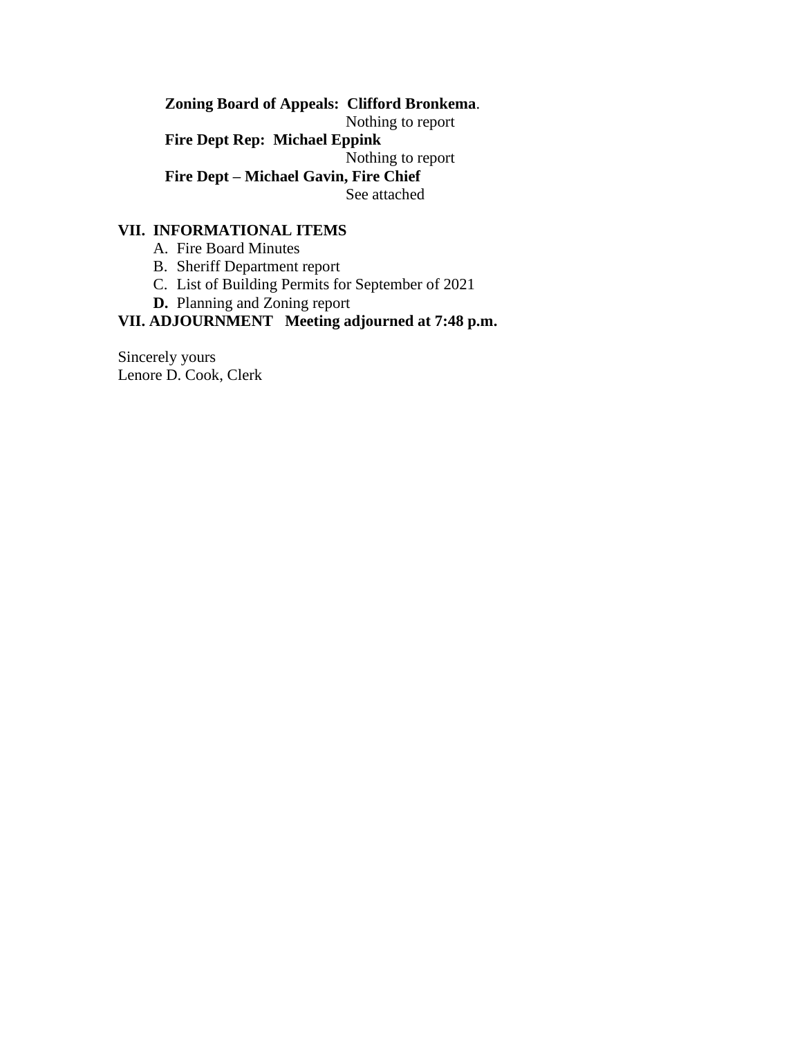**Zoning Board of Appeals: Clifford Bronkema**.

Nothing to report

**Fire Dept Rep: Michael Eppink**

Nothing to report

**Fire Dept – Michael Gavin, Fire Chief**

See attached

**VII. INFORMATIONAL ITEMS**

A. Fire Board Minutes

B. Sheriff Department report

C. List of Building Permits for September of 2021

**D.** Planning and Zoning report

**VII. ADJOURNMENT Meeting adjourned at 7:48 p.m.**

Sincerely yours
Lenore D. Cook, Clerk